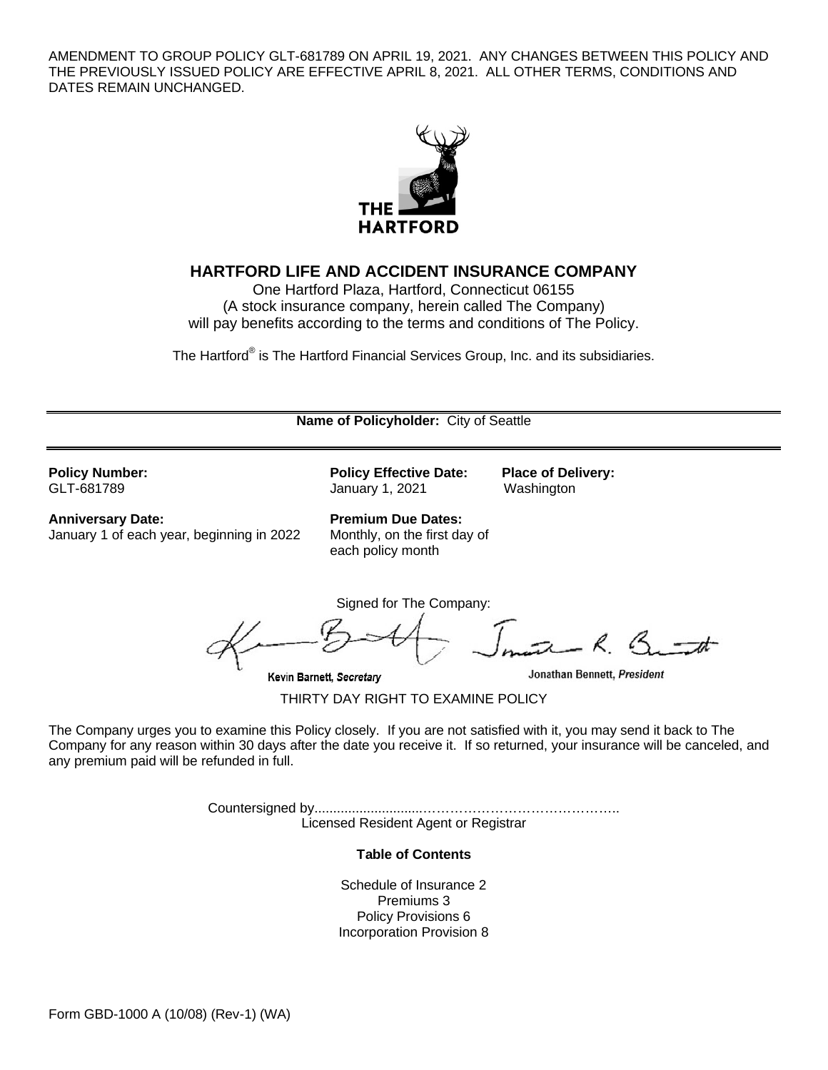AMENDMENT TO GROUP POLICY GLT-681789 ON APRIL 19, 2021. ANY CHANGES BETWEEN THIS POLICY AND THE PREVIOUSLY ISSUED POLICY ARE EFFECTIVE APRIL 8, 2021. ALL OTHER TERMS, CONDITIONS AND DATES REMAIN UNCHANGED.

THE HARTFORD

## HARTFORD LIFE AND ACCIDENT INSURANCE COMPANY

One Hartford Plaza, Hartford, Connecticut 06155
(A stock insurance company, herein called The Company)
will pay benefits according to the terms and conditions of The Policy.

The Hartford® is The Hartford Financial Services Group, Inc. and its subsidiaries.

---

**Name of Policyholder:** City of Seattle

---

**Policy Number:**
GLT-681789

**Policy Effective Date:**
January 1, 2021

**Place of Delivery:**
Washington

**Anniversary Date:**
January 1 of each year, beginning in 2022

**Premium Due Dates:**
Monthly, on the first day of each policy month

Signed for The Company:

Kevin Barnett, *Secretary*

Jonathan Bennett, *President*

THIRTY DAY RIGHT TO EXAMINE POLICY

The Company urges you to examine this Policy closely. If you are not satisfied with it, you may send it back to The Company for any reason within 30 days after the date you receive it. If so returned, your insurance will be canceled, and any premium paid will be refunded in full.

Countersigned by.............................……………………………………..
Licensed Resident Agent or Registrar

**Table of Contents**

Schedule of Insurance 2
Premiums 3
Policy Provisions 6
Incorporation Provision 8

Form GBD-1000 A (10/08) (Rev-1) (WA)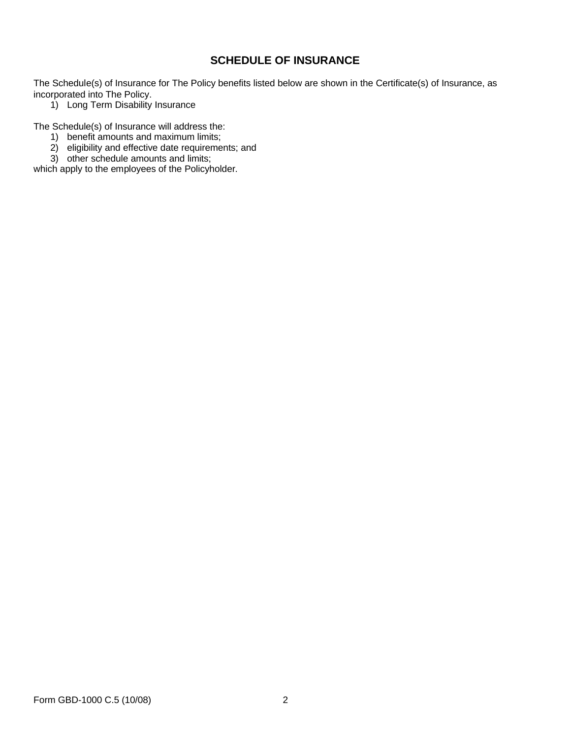## SCHEDULE OF INSURANCE

The Schedule(s) of Insurance for The Policy benefits listed below are shown in the Certificate(s) of Insurance, as incorporated into The Policy.

1) Long Term Disability Insurance

The Schedule(s) of Insurance will address the:

1) benefit amounts and maximum limits;
2) eligibility and effective date requirements; and
3) other schedule amounts and limits;

which apply to the employees of the Policyholder.

Form GBD-1000 C.5 (10/08)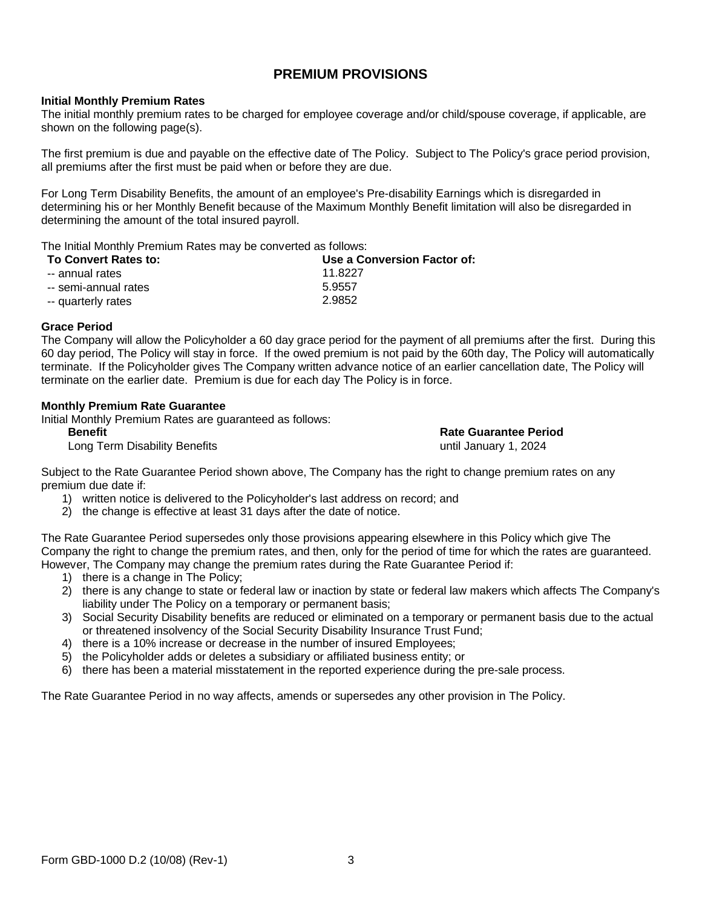# PREMIUM PROVISIONS

**Initial Monthly Premium Rates**
The initial monthly premium rates to be charged for employee coverage and/or child/spouse coverage, if applicable, are shown on the following page(s).

The first premium is due and payable on the effective date of The Policy. Subject to The Policy's grace period provision, all premiums after the first must be paid when or before they are due.

For Long Term Disability Benefits, the amount of an employee's Pre-disability Earnings which is disregarded in determining his or her Monthly Benefit because of the Maximum Monthly Benefit limitation will also be disregarded in determining the amount of the total insured payroll.

The Initial Monthly Premium Rates may be converted as follows:

| To Convert Rates to: | Use a Conversion Factor of: |
|---|---|
| -- annual rates | 11.8227 |
| -- semi-annual rates | 5.9557 |
| -- quarterly rates | 2.9852 |

**Grace Period**
The Company will allow the Policyholder a 60 day grace period for the payment of all premiums after the first. During this 60 day period, The Policy will stay in force. If the owed premium is not paid by the 60th day, The Policy will automatically terminate. If the Policyholder gives The Company written advance notice of an earlier cancellation date, The Policy will terminate on the earlier date. Premium is due for each day The Policy is in force.

**Monthly Premium Rate Guarantee**
Initial Monthly Premium Rates are guaranteed as follows:

| Benefit | Rate Guarantee Period |
|---|---|
| Long Term Disability Benefits | until January 1, 2024 |

Subject to the Rate Guarantee Period shown above, The Company has the right to change premium rates on any premium due date if:

1) written notice is delivered to the Policyholder's last address on record; and
2) the change is effective at least 31 days after the date of notice.

The Rate Guarantee Period supersedes only those provisions appearing elsewhere in this Policy which give The Company the right to change the premium rates, and then, only for the period of time for which the rates are guaranteed. However, The Company may change the premium rates during the Rate Guarantee Period if:

1) there is a change in The Policy;
2) there is any change to state or federal law or inaction by state or federal law makers which affects The Company's liability under The Policy on a temporary or permanent basis;
3) Social Security Disability benefits are reduced or eliminated on a temporary or permanent basis due to the actual or threatened insolvency of the Social Security Disability Insurance Trust Fund;
4) there is a 10% increase or decrease in the number of insured Employees;
5) the Policyholder adds or deletes a subsidiary or affiliated business entity; or
6) there has been a material misstatement in the reported experience during the pre-sale process.

The Rate Guarantee Period in no way affects, amends or supersedes any other provision in The Policy.

Form GBD-1000 D.2 (10/08) (Rev-1)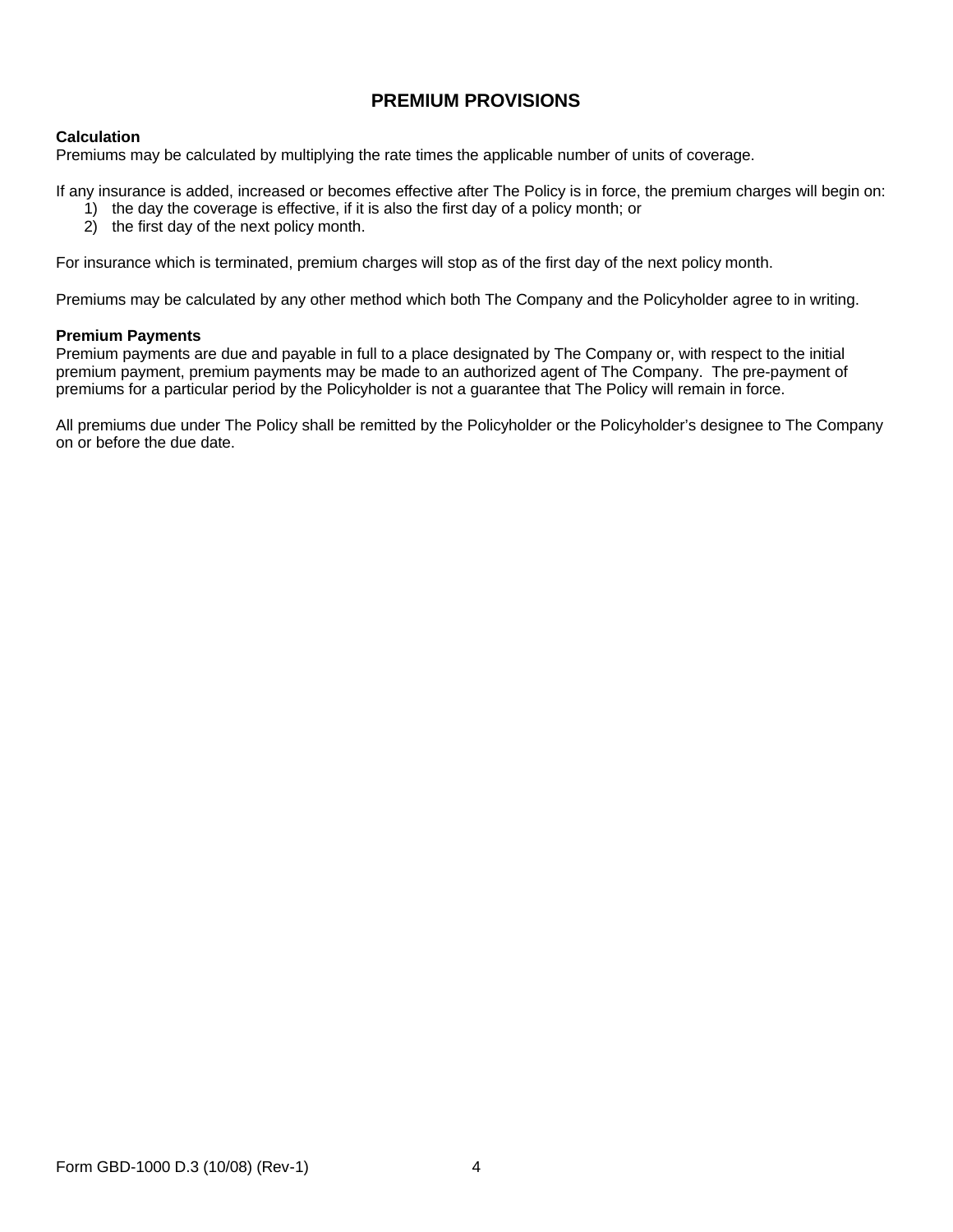# PREMIUM PROVISIONS

**Calculation**
Premiums may be calculated by multiplying the rate times the applicable number of units of coverage.

If any insurance is added, increased or becomes effective after The Policy is in force, the premium charges will begin on:

1) the day the coverage is effective, if it is also the first day of a policy month; or
2) the first day of the next policy month.

For insurance which is terminated, premium charges will stop as of the first day of the next policy month.

Premiums may be calculated by any other method which both The Company and the Policyholder agree to in writing.

**Premium Payments**
Premium payments are due and payable in full to a place designated by The Company or, with respect to the initial premium payment, premium payments may be made to an authorized agent of The Company. The pre-payment of premiums for a particular period by the Policyholder is not a guarantee that The Policy will remain in force.

All premiums due under The Policy shall be remitted by the Policyholder or the Policyholder's designee to The Company on or before the due date.

Form GBD-1000 D.3 (10/08) (Rev-1)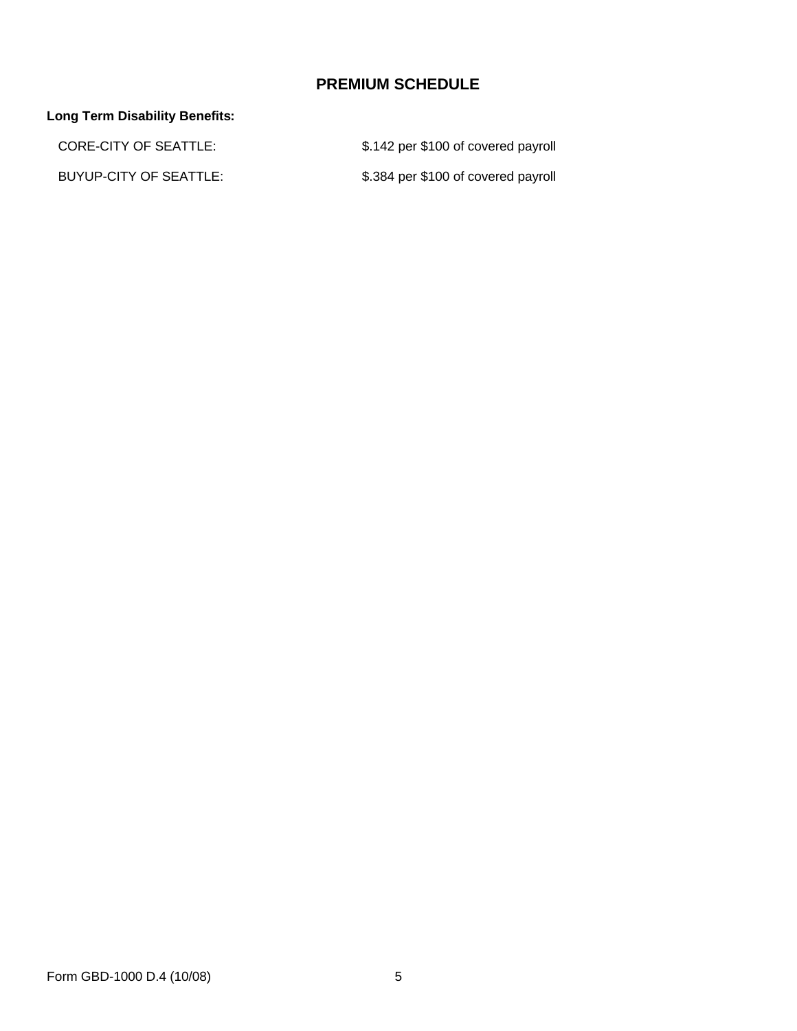## PREMIUM SCHEDULE

**Long Term Disability Benefits:**

| | |
|---|---|
| CORE-CITY OF SEATTLE: | $.142 per $100 of covered payroll |
| BUYUP-CITY OF SEATTLE: | $.384 per $100 of covered payroll |

Form GBD-1000 D.4 (10/08)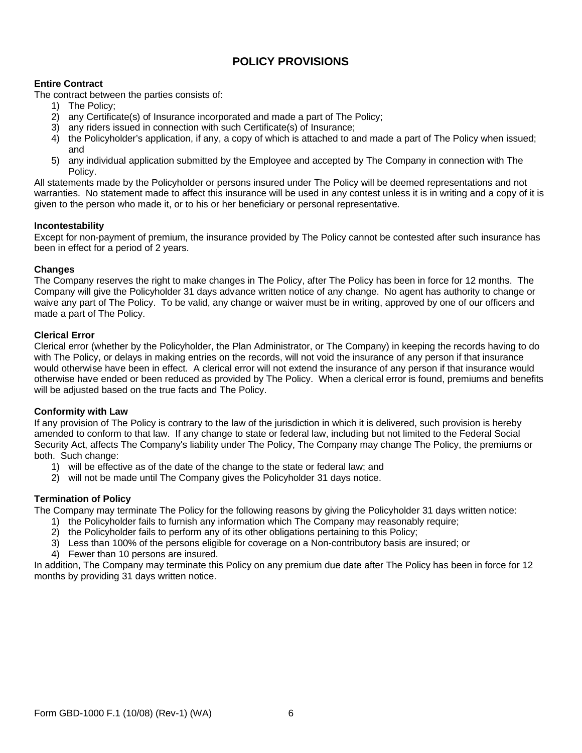# POLICY PROVISIONS

**Entire Contract**

The contract between the parties consists of:

1) The Policy;
2) any Certificate(s) of Insurance incorporated and made a part of The Policy;
3) any riders issued in connection with such Certificate(s) of Insurance;
4) the Policyholder's application, if any, a copy of which is attached to and made a part of The Policy when issued; and
5) any individual application submitted by the Employee and accepted by The Company in connection with The Policy.

All statements made by the Policyholder or persons insured under The Policy will be deemed representations and not warranties. No statement made to affect this insurance will be used in any contest unless it is in writing and a copy of it is given to the person who made it, or to his or her beneficiary or personal representative.

**Incontestability**

Except for non-payment of premium, the insurance provided by The Policy cannot be contested after such insurance has been in effect for a period of 2 years.

**Changes**

The Company reserves the right to make changes in The Policy, after The Policy has been in force for 12 months. The Company will give the Policyholder 31 days advance written notice of any change. No agent has authority to change or waive any part of The Policy. To be valid, any change or waiver must be in writing, approved by one of our officers and made a part of The Policy.

**Clerical Error**

Clerical error (whether by the Policyholder, the Plan Administrator, or The Company) in keeping the records having to do with The Policy, or delays in making entries on the records, will not void the insurance of any person if that insurance would otherwise have been in effect. A clerical error will not extend the insurance of any person if that insurance would otherwise have ended or been reduced as provided by The Policy. When a clerical error is found, premiums and benefits will be adjusted based on the true facts and The Policy.

**Conformity with Law**

If any provision of The Policy is contrary to the law of the jurisdiction in which it is delivered, such provision is hereby amended to conform to that law. If any change to state or federal law, including but not limited to the Federal Social Security Act, affects The Company's liability under The Policy, The Company may change The Policy, the premiums or both. Such change:

1) will be effective as of the date of the change to the state or federal law; and
2) will not be made until The Company gives the Policyholder 31 days notice.

**Termination of Policy**

The Company may terminate The Policy for the following reasons by giving the Policyholder 31 days written notice:

1) the Policyholder fails to furnish any information which The Company may reasonably require;
2) the Policyholder fails to perform any of its other obligations pertaining to this Policy;
3) Less than 100% of the persons eligible for coverage on a Non-contributory basis are insured; or
4) Fewer than 10 persons are insured.

In addition, The Company may terminate this Policy on any premium due date after The Policy has been in force for 12 months by providing 31 days written notice.

Form GBD-1000 F.1 (10/08) (Rev-1) (WA)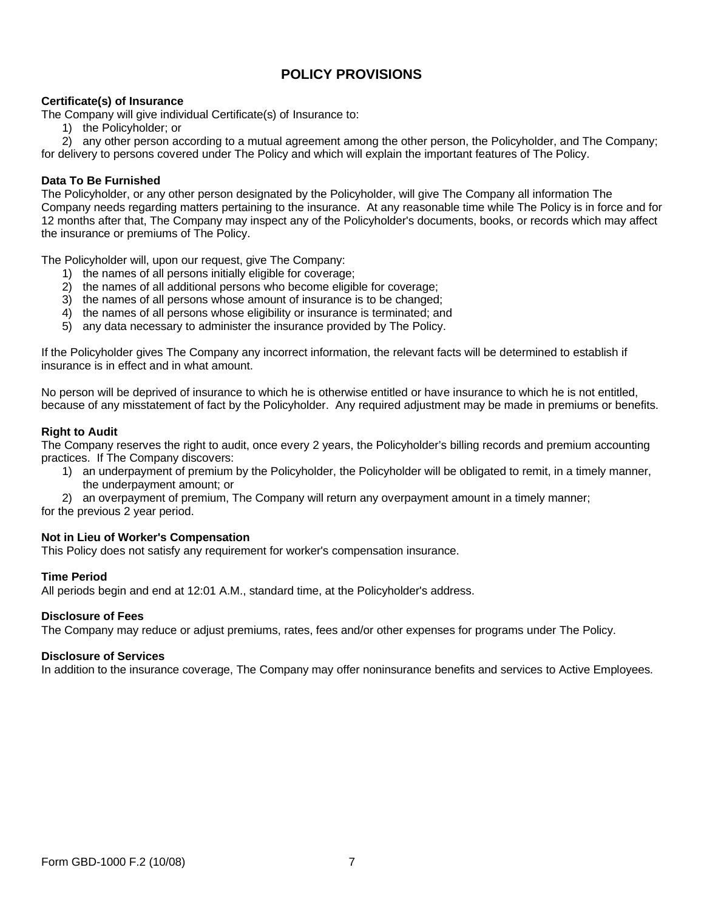# POLICY PROVISIONS

**Certificate(s) of Insurance**
The Company will give individual Certificate(s) of Insurance to:

1) the Policyholder; or
2) any other person according to a mutual agreement among the other person, the Policyholder, and The Company;

for delivery to persons covered under The Policy and which will explain the important features of The Policy.

**Data To Be Furnished**
The Policyholder, or any other person designated by the Policyholder, will give The Company all information The Company needs regarding matters pertaining to the insurance. At any reasonable time while The Policy is in force and for 12 months after that, The Company may inspect any of the Policyholder's documents, books, or records which may affect the insurance or premiums of The Policy.

The Policyholder will, upon our request, give The Company:

1) the names of all persons initially eligible for coverage;
2) the names of all additional persons who become eligible for coverage;
3) the names of all persons whose amount of insurance is to be changed;
4) the names of all persons whose eligibility or insurance is terminated; and
5) any data necessary to administer the insurance provided by The Policy.

If the Policyholder gives The Company any incorrect information, the relevant facts will be determined to establish if insurance is in effect and in what amount.

No person will be deprived of insurance to which he is otherwise entitled or have insurance to which he is not entitled, because of any misstatement of fact by the Policyholder. Any required adjustment may be made in premiums or benefits.

**Right to Audit**
The Company reserves the right to audit, once every 2 years, the Policyholder's billing records and premium accounting practices. If The Company discovers:

1) an underpayment of premium by the Policyholder, the Policyholder will be obligated to remit, in a timely manner, the underpayment amount; or
2) an overpayment of premium, The Company will return any overpayment amount in a timely manner;

for the previous 2 year period.

**Not in Lieu of Worker's Compensation**
This Policy does not satisfy any requirement for worker's compensation insurance.

**Time Period**
All periods begin and end at 12:01 A.M., standard time, at the Policyholder's address.

**Disclosure of Fees**
The Company may reduce or adjust premiums, rates, fees and/or other expenses for programs under The Policy.

**Disclosure of Services**
In addition to the insurance coverage, The Company may offer noninsurance benefits and services to Active Employees.

Form GBD-1000 F.2 (10/08)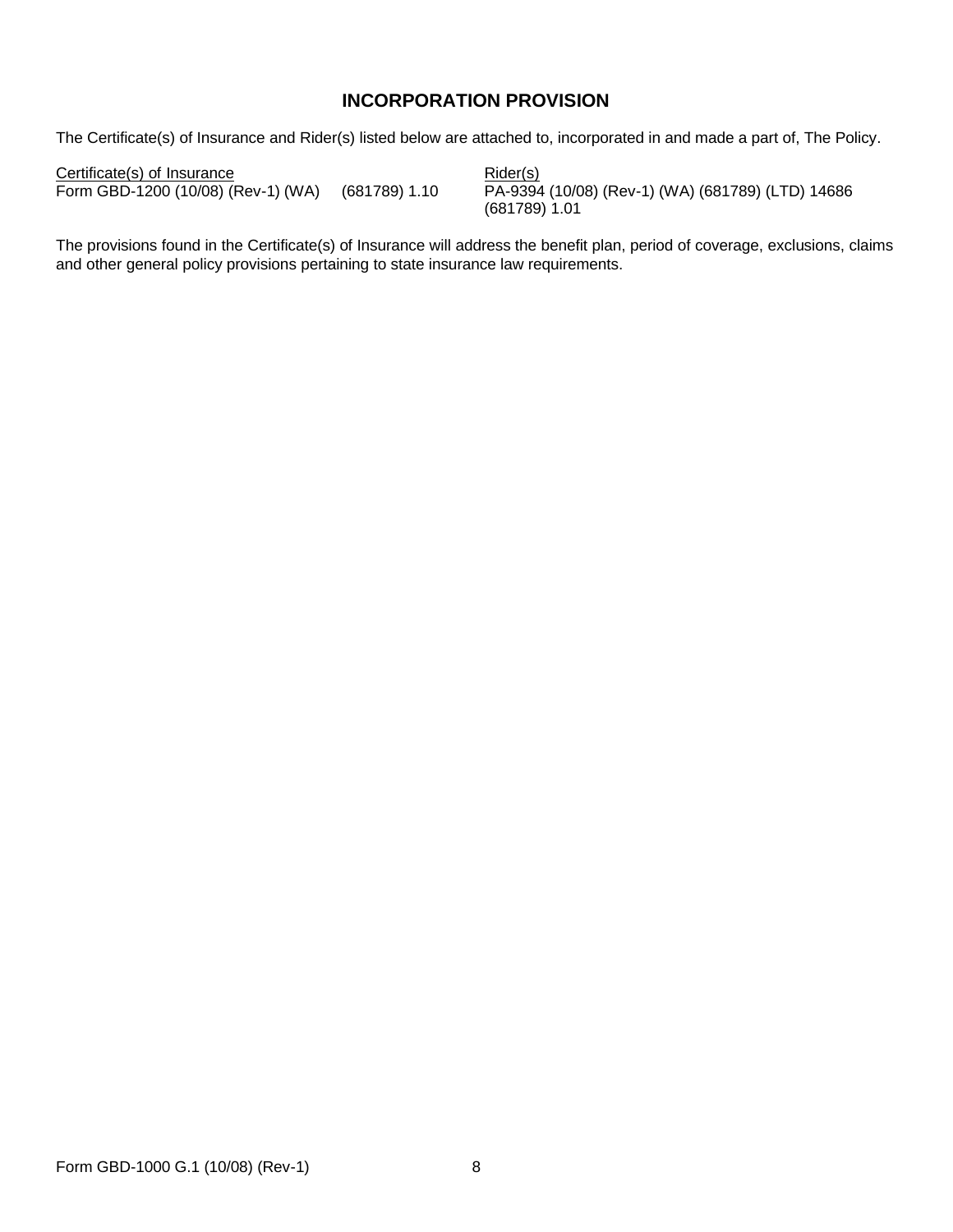# INCORPORATION PROVISION

The Certificate(s) of Insurance and Rider(s) listed below are attached to, incorporated in and made a part of, The Policy.

| Certificate(s) of Insurance | | Rider(s) |
|---|---|---|
| Form GBD-1200 (10/08) (Rev-1) (WA) | (681789) 1.10 | PA-9394 (10/08) (Rev-1) (WA) (681789) (LTD) 14686 (681789) 1.01 |

The provisions found in the Certificate(s) of Insurance will address the benefit plan, period of coverage, exclusions, claims and other general policy provisions pertaining to state insurance law requirements.